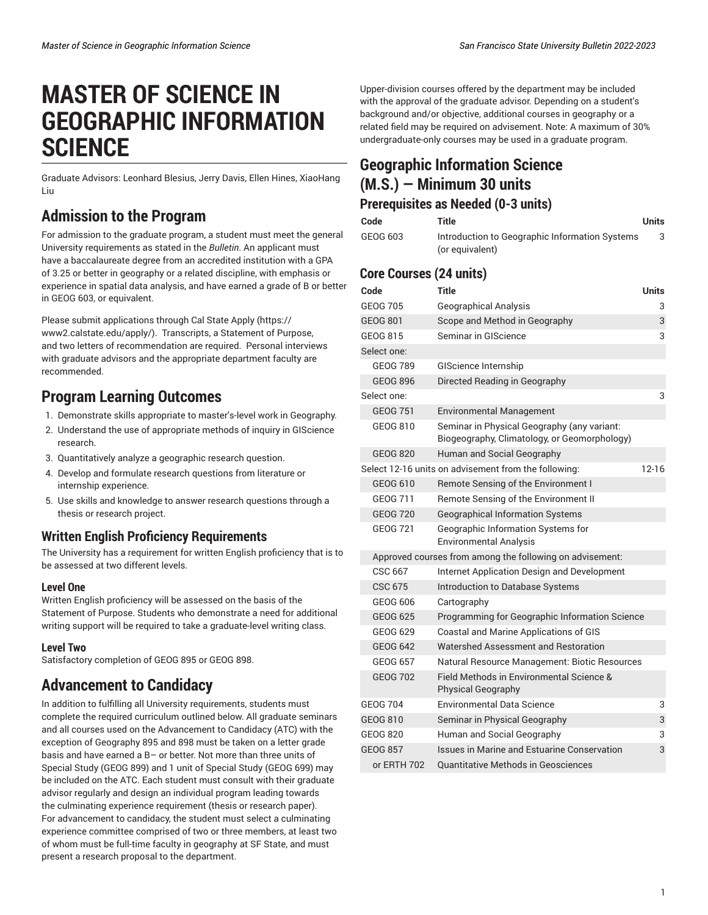# MASTER OF SCIENCE IN GEOGRAPHIC INFORMATION SCIENCE

Graduate Advisors: Leonhard Blesius, Jerry Davis, Ellen Hines, XiaoHang Liu

## Admission to the Program

For admission to the graduate program, a student must meet the general University requirements as stated in the *Bulletin*. An applicant must have a baccalaureate degree from an accredited institution with a GPA of 3.25 or better in geography or a related discipline, with emphasis or experience in spatial data analysis, and have earned a grade of B or better in GEOG 603, or equivalent.

Please submit applications through Cal State Apply (https://www2.calstate.edu/apply/). Transcripts, a Statement of Purpose, and two letters of recommendation are required. Personal interviews with graduate advisors and the appropriate department faculty are recommended.

## Program Learning Outcomes

1. Demonstrate skills appropriate to master's-level work in Geography.
2. Understand the use of appropriate methods of inquiry in GIScience research.
3. Quantitatively analyze a geographic research question.
4. Develop and formulate research questions from literature or internship experience.
5. Use skills and knowledge to answer research questions through a thesis or research project.

### Written English Proficiency Requirements

The University has a requirement for written English proficiency that is to be assessed at two different levels.

#### Level One

Written English proficiency will be assessed on the basis of the Statement of Purpose. Students who demonstrate a need for additional writing support will be required to take a graduate-level writing class.

#### Level Two

Satisfactory completion of GEOG 895 or GEOG 898.

## Advancement to Candidacy

In addition to fulfilling all University requirements, students must complete the required curriculum outlined below. All graduate seminars and all courses used on the Advancement to Candidacy (ATC) with the exception of Geography 895 and 898 must be taken on a letter grade basis and have earned a B– or better. Not more than three units of Special Study (GEOG 899) and 1 unit of Special Study (GEOG 699) may be included on the ATC. Each student must consult with their graduate advisor regularly and design an individual program leading towards the culminating experience requirement (thesis or research paper). For advancement to candidacy, the student must select a culminating experience committee comprised of two or three members, at least two of whom must be full-time faculty in geography at SF State, and must present a research proposal to the department.

Upper-division courses offered by the department may be included with the approval of the graduate advisor. Depending on a student's background and/or objective, additional courses in geography or a related field may be required on advisement. Note: A maximum of 30% undergraduate-only courses may be used in a graduate program.

## Geographic Information Science (M.S.) — Minimum 30 units

### Prerequisites as Needed (0-3 units)

| Code | Title | Units |
|---|---|---|
| GEOG 603 | Introduction to Geographic Information Systems (or equivalent) | 3 |

### Core Courses (24 units)

| Code | Title | Units |
|---|---|---|
| GEOG 705 | Geographical Analysis | 3 |
| GEOG 801 | Scope and Method in Geography | 3 |
| GEOG 815 | Seminar in GIScience | 3 |
| Select one: | | |
| GEOG 789 | GIScience Internship | |
| GEOG 896 | Directed Reading in Geography | |
| Select one: | | 3 |
| GEOG 751 | Environmental Management | |
| GEOG 810 | Seminar in Physical Geography (any variant: Biogeography, Climatology, or Geomorphology) | |
| GEOG 820 | Human and Social Geography | |
| Select 12-16 units on advisement from the following: | | 12-16 |
| GEOG 610 | Remote Sensing of the Environment I | |
| GEOG 711 | Remote Sensing of the Environment II | |
| GEOG 720 | Geographical Information Systems | |
| GEOG 721 | Geographic Information Systems for Environmental Analysis | |
| Approved courses from among the following on advisement: | | |
| CSC 667 | Internet Application Design and Development | |
| CSC 675 | Introduction to Database Systems | |
| GEOG 606 | Cartography | |
| GEOG 625 | Programming for Geographic Information Science | |
| GEOG 629 | Coastal and Marine Applications of GIS | |
| GEOG 642 | Watershed Assessment and Restoration | |
| GEOG 657 | Natural Resource Management: Biotic Resources | |
| GEOG 702 | Field Methods in Environmental Science & Physical Geography | |
| GEOG 704 | Environmental Data Science | 3 |
| GEOG 810 | Seminar in Physical Geography | 3 |
| GEOG 820 | Human and Social Geography | 3 |
| GEOG 857 | Issues in Marine and Estuarine Conservation | 3 |
| or ERTH 702 | Quantitative Methods in Geosciences | |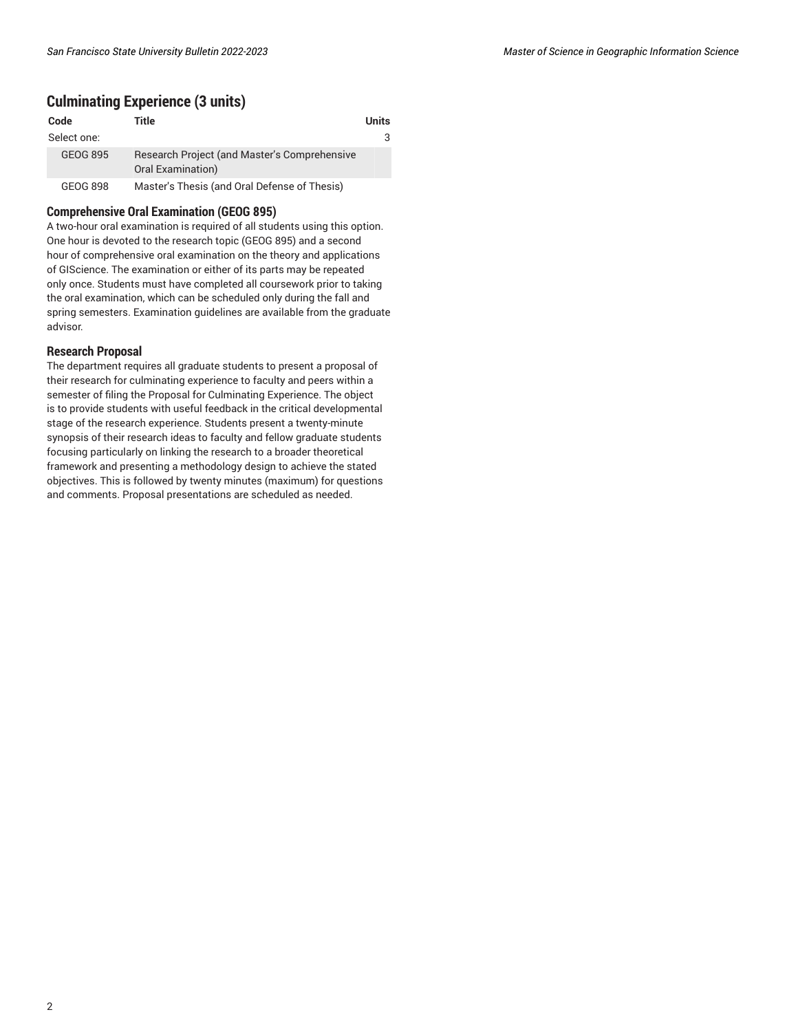## Culminating Experience (3 units)

| Code | Title | Units |
| --- | --- | --- |
| Select one: | | 3 |
| GEOG 895 | Research Project (and Master's Comprehensive Oral Examination) | |
| GEOG 898 | Master's Thesis (and Oral Defense of Thesis) | |

### Comprehensive Oral Examination (GEOG 895)

A two-hour oral examination is required of all students using this option. One hour is devoted to the research topic (GEOG 895) and a second hour of comprehensive oral examination on the theory and applications of GIScience. The examination or either of its parts may be repeated only once. Students must have completed all coursework prior to taking the oral examination, which can be scheduled only during the fall and spring semesters. Examination guidelines are available from the graduate advisor.

### Research Proposal

The department requires all graduate students to present a proposal of their research for culminating experience to faculty and peers within a semester of filing the Proposal for Culminating Experience. The object is to provide students with useful feedback in the critical developmental stage of the research experience. Students present a twenty-minute synopsis of their research ideas to faculty and fellow graduate students focusing particularly on linking the research to a broader theoretical framework and presenting a methodology design to achieve the stated objectives. This is followed by twenty minutes (maximum) for questions and comments. Proposal presentations are scheduled as needed.